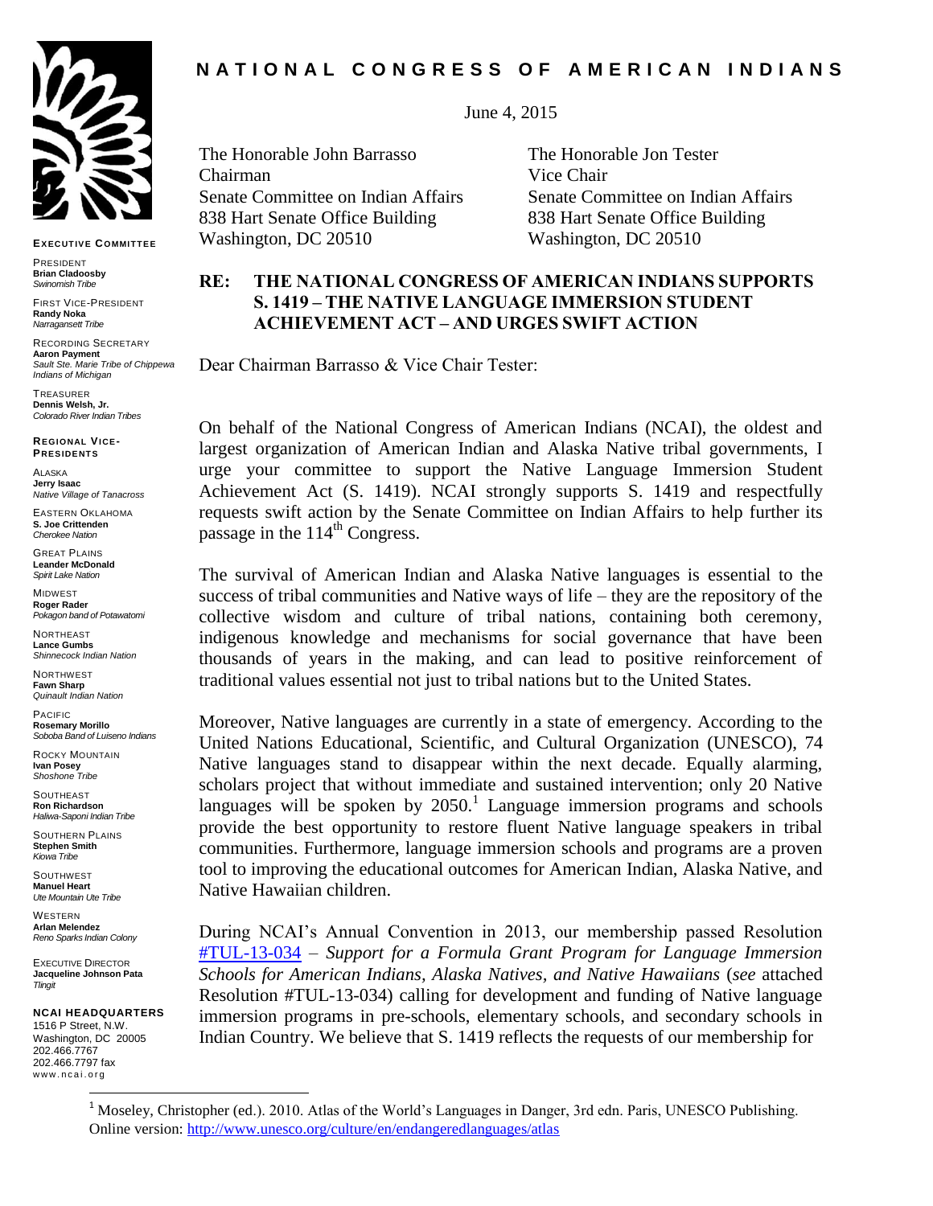# NATIONAL CONGRESS OF AMERICAN INDIANS

**EXECUTIVE COMMITTEE**

PRESIDENT
**Brian Cladoosby**
*Swinomish Tribe*

FIRST VICE-PRESIDENT
**Randy Noka**
*Narragansett Tribe*

RECORDING SECRETARY
**Aaron Payment**
*Sault Ste. Marie Tribe of Chippewa Indians of Michigan*

TREASURER
**Dennis Welsh, Jr.**
*Colorado River Indian Tribes*

**REGIONAL VICE-PRESIDENTS**

ALASKA
**Jerry Isaac**
*Native Village of Tanacross*

EASTERN OKLAHOMA
**S. Joe Crittenden**
*Cherokee Nation*

GREAT PLAINS
**Leander McDonald**
*Spirit Lake Nation*

MIDWEST
**Roger Rader**
*Pokagon band of Potawatomi*

NORTHEAST
**Lance Gumbs**
*Shinnecock Indian Nation*

NORTHWEST
**Fawn Sharp**
*Quinault Indian Nation*

PACIFIC
**Rosemary Morillo**
*Soboba Band of Luiseno Indians*

ROCKY MOUNTAIN
**Ivan Posey**
*Shoshone Tribe*

SOUTHEAST
**Ron Richardson**
*Haliwa-Saponi Indian Tribe*

SOUTHERN PLAINS
**Stephen Smith**
*Kiowa Tribe*

SOUTHWEST
**Manuel Heart**
*Ute Mountain Ute Tribe*

WESTERN
**Arlan Melendez**
*Reno Sparks Indian Colony*

EXECUTIVE DIRECTOR
**Jacqueline Johnson Pata**
*Tlingit*

**NCAI HEADQUARTERS**
1516 P Street, N.W.
Washington, DC 20005
202.466.7767
202.466.7797 fax
www.ncai.org

June 4, 2015

The Honorable John Barrasso
Chairman
Senate Committee on Indian Affairs
838 Hart Senate Office Building
Washington, DC 20510

The Honorable Jon Tester
Vice Chair
Senate Committee on Indian Affairs
838 Hart Senate Office Building
Washington, DC 20510

**RE: THE NATIONAL CONGRESS OF AMERICAN INDIANS SUPPORTS S. 1419 – THE NATIVE LANGUAGE IMMERSION STUDENT ACHIEVEMENT ACT – AND URGES SWIFT ACTION**

Dear Chairman Barrasso & Vice Chair Tester:

On behalf of the National Congress of American Indians (NCAI), the oldest and largest organization of American Indian and Alaska Native tribal governments, I urge your committee to support the Native Language Immersion Student Achievement Act (S. 1419). NCAI strongly supports S. 1419 and respectfully requests swift action by the Senate Committee on Indian Affairs to help further its passage in the 114th Congress.

The survival of American Indian and Alaska Native languages is essential to the success of tribal communities and Native ways of life – they are the repository of the collective wisdom and culture of tribal nations, containing both ceremony, indigenous knowledge and mechanisms for social governance that have been thousands of years in the making, and can lead to positive reinforcement of traditional values essential not just to tribal nations but to the United States.

Moreover, Native languages are currently in a state of emergency. According to the United Nations Educational, Scientific, and Cultural Organization (UNESCO), 74 Native languages stand to disappear within the next decade. Equally alarming, scholars project that without immediate and sustained intervention; only 20 Native languages will be spoken by 2050.[1] Language immersion programs and schools provide the best opportunity to restore fluent Native language speakers in tribal communities. Furthermore, language immersion schools and programs are a proven tool to improving the educational outcomes for American Indian, Alaska Native, and Native Hawaiian children.

During NCAI's Annual Convention in 2013, our membership passed Resolution #TUL-13-034 – *Support for a Formula Grant Program for Language Immersion Schools for American Indians, Alaska Natives, and Native Hawaiians* (*see* attached Resolution #TUL-13-034) calling for development and funding of Native language immersion programs in pre-schools, elementary schools, and secondary schools in Indian Country. We believe that S. 1419 reflects the requests of our membership for

[1] Moseley, Christopher (ed.). 2010. Atlas of the World's Languages in Danger, 3rd edn. Paris, UNESCO Publishing. Online version: http://www.unesco.org/culture/en/endangeredlanguages/atlas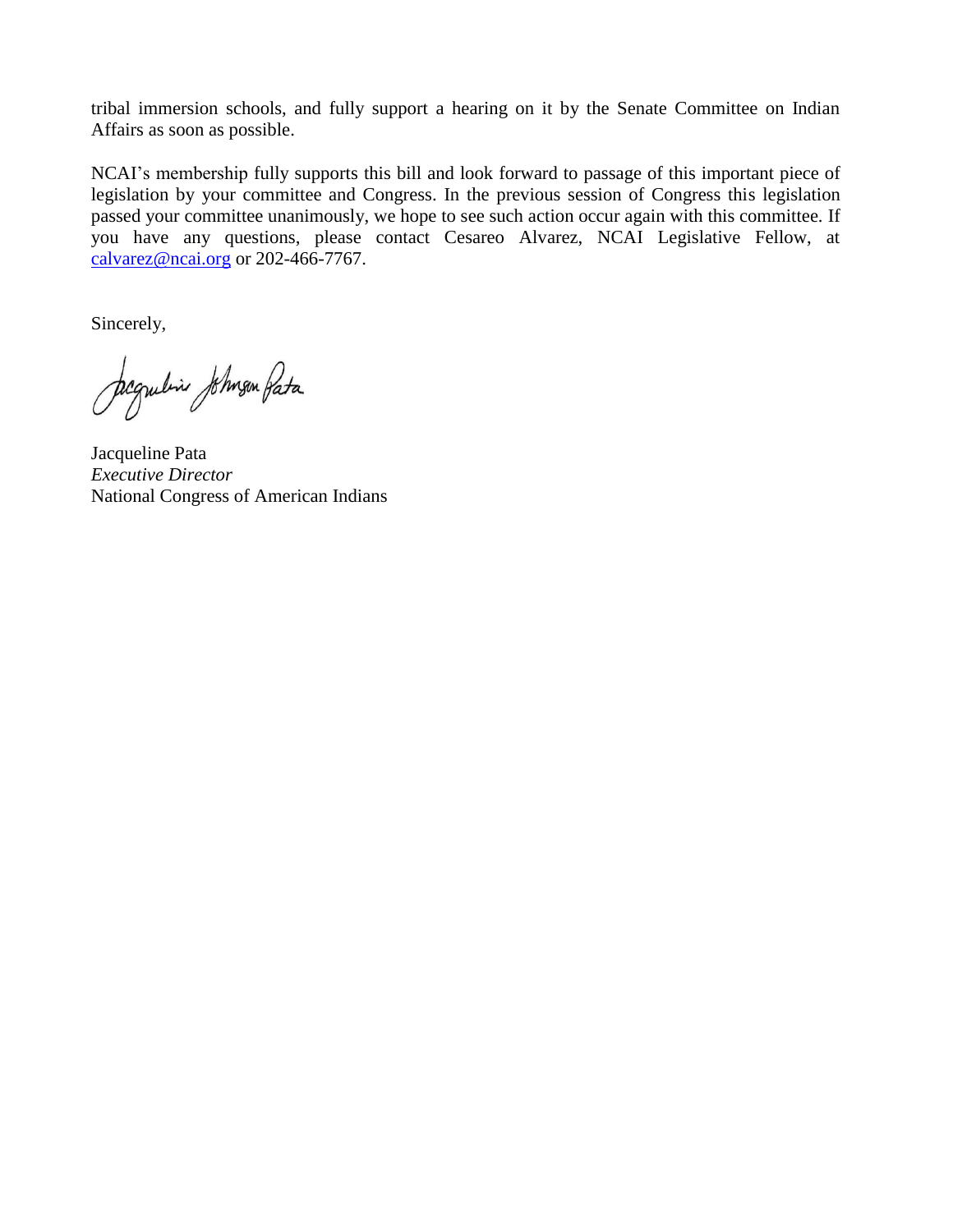tribal immersion schools, and fully support a hearing on it by the Senate Committee on Indian Affairs as soon as possible.

NCAI's membership fully supports this bill and look forward to passage of this important piece of legislation by your committee and Congress. In the previous session of Congress this legislation passed your committee unanimously, we hope to see such action occur again with this committee. If you have any questions, please contact Cesareo Alvarez, NCAI Legislative Fellow, at calvarez@ncai.org or 202-466-7767.

Sincerely,

Jacqueline Pata
*Executive Director*
National Congress of American Indians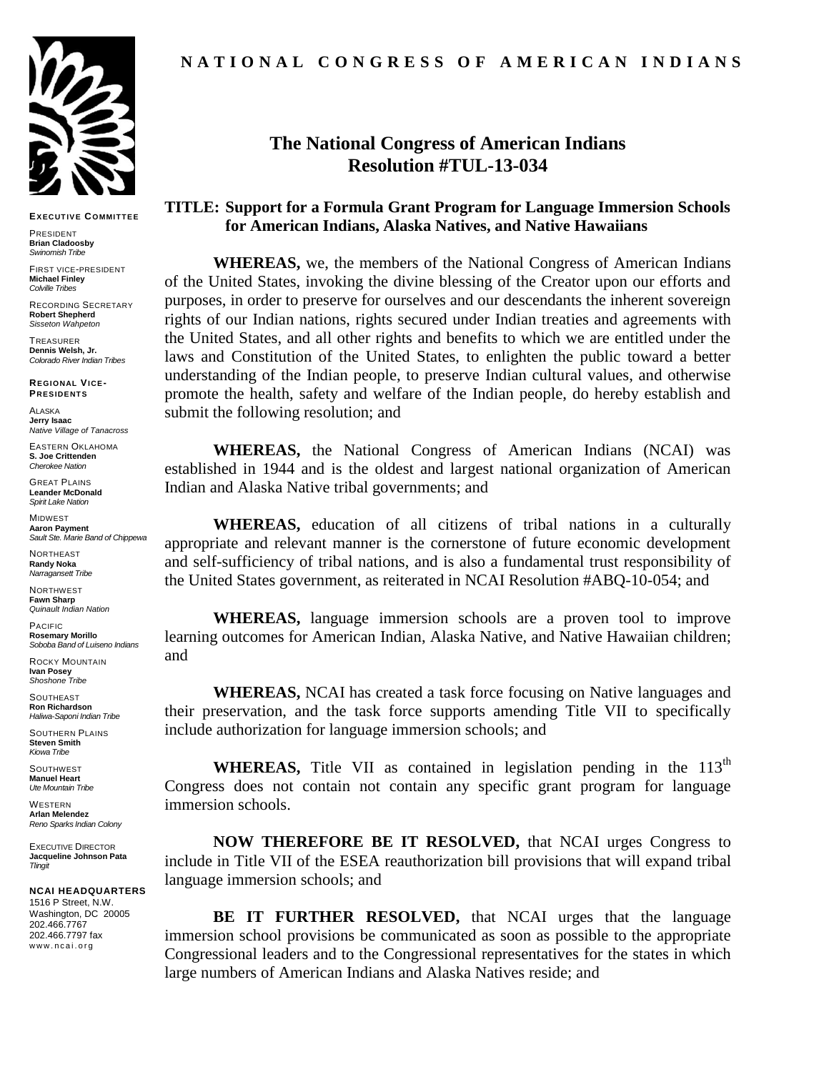**NATIONAL CONGRESS OF AMERICAN INDIANS**

**EXECUTIVE COMMITTEE**

PRESIDENT
**Brian Cladoosby**
*Swinomish Tribe*

FIRST VICE-PRESIDENT
**Michael Finley**
*Colville Tribes*

RECORDING SECRETARY
**Robert Shepherd**
*Sisseton Wahpeton*

TREASURER
**Dennis Welsh, Jr.**
*Colorado River Indian Tribes*

**REGIONAL VICE-PRESIDENTS**

ALASKA
**Jerry Isaac**
*Native Village of Tanacross*

EASTERN OKLAHOMA
**S. Joe Crittenden**
*Cherokee Nation*

GREAT PLAINS
**Leander McDonald**
*Spirit Lake Nation*

MIDWEST
**Aaron Payment**
*Sault Ste. Marie Band of Chippewa*

NORTHEAST
**Randy Noka**
*Narragansett Tribe*

NORTHWEST
**Fawn Sharp**
*Quinault Indian Nation*

PACIFIC
**Rosemary Morillo**
*Soboba Band of Luiseno Indians*

ROCKY MOUNTAIN
**Ivan Posey**
*Shoshone Tribe*

SOUTHEAST
**Ron Richardson**
*Haliwa-Saponi Indian Tribe*

SOUTHERN PLAINS
**Steven Smith**
*Kiowa Tribe*

SOUTHWEST
**Manuel Heart**
*Ute Mountain Tribe*

WESTERN
**Arlan Melendez**
*Reno Sparks Indian Colony*

EXECUTIVE DIRECTOR
**Jacqueline Johnson Pata**
*Tlingit*

**NCAI HEADQUARTERS**
1516 P Street, N.W.
Washington, DC 20005
202.466.7767
202.466.7797 fax
www.ncai.org

# The National Congress of American Indians Resolution #TUL-13-034

## TITLE: Support for a Formula Grant Program for Language Immersion Schools for American Indians, Alaska Natives, and Native Hawaiians

**WHEREAS,** we, the members of the National Congress of American Indians of the United States, invoking the divine blessing of the Creator upon our efforts and purposes, in order to preserve for ourselves and our descendants the inherent sovereign rights of our Indian nations, rights secured under Indian treaties and agreements with the United States, and all other rights and benefits to which we are entitled under the laws and Constitution of the United States, to enlighten the public toward a better understanding of the Indian people, to preserve Indian cultural values, and otherwise promote the health, safety and welfare of the Indian people, do hereby establish and submit the following resolution; and

**WHEREAS,** the National Congress of American Indians (NCAI) was established in 1944 and is the oldest and largest national organization of American Indian and Alaska Native tribal governments; and

**WHEREAS,** education of all citizens of tribal nations in a culturally appropriate and relevant manner is the cornerstone of future economic development and self-sufficiency of tribal nations, and is also a fundamental trust responsibility of the United States government, as reiterated in NCAI Resolution #ABQ-10-054; and

**WHEREAS,** language immersion schools are a proven tool to improve learning outcomes for American Indian, Alaska Native, and Native Hawaiian children; and

**WHEREAS,** NCAI has created a task force focusing on Native languages and their preservation, and the task force supports amending Title VII to specifically include authorization for language immersion schools; and

**WHEREAS,** Title VII as contained in legislation pending in the 113th Congress does not contain not contain any specific grant program for language immersion schools.

**NOW THEREFORE BE IT RESOLVED,** that NCAI urges Congress to include in Title VII of the ESEA reauthorization bill provisions that will expand tribal language immersion schools; and

**BE IT FURTHER RESOLVED,** that NCAI urges that the language immersion school provisions be communicated as soon as possible to the appropriate Congressional leaders and to the Congressional representatives for the states in which large numbers of American Indians and Alaska Natives reside; and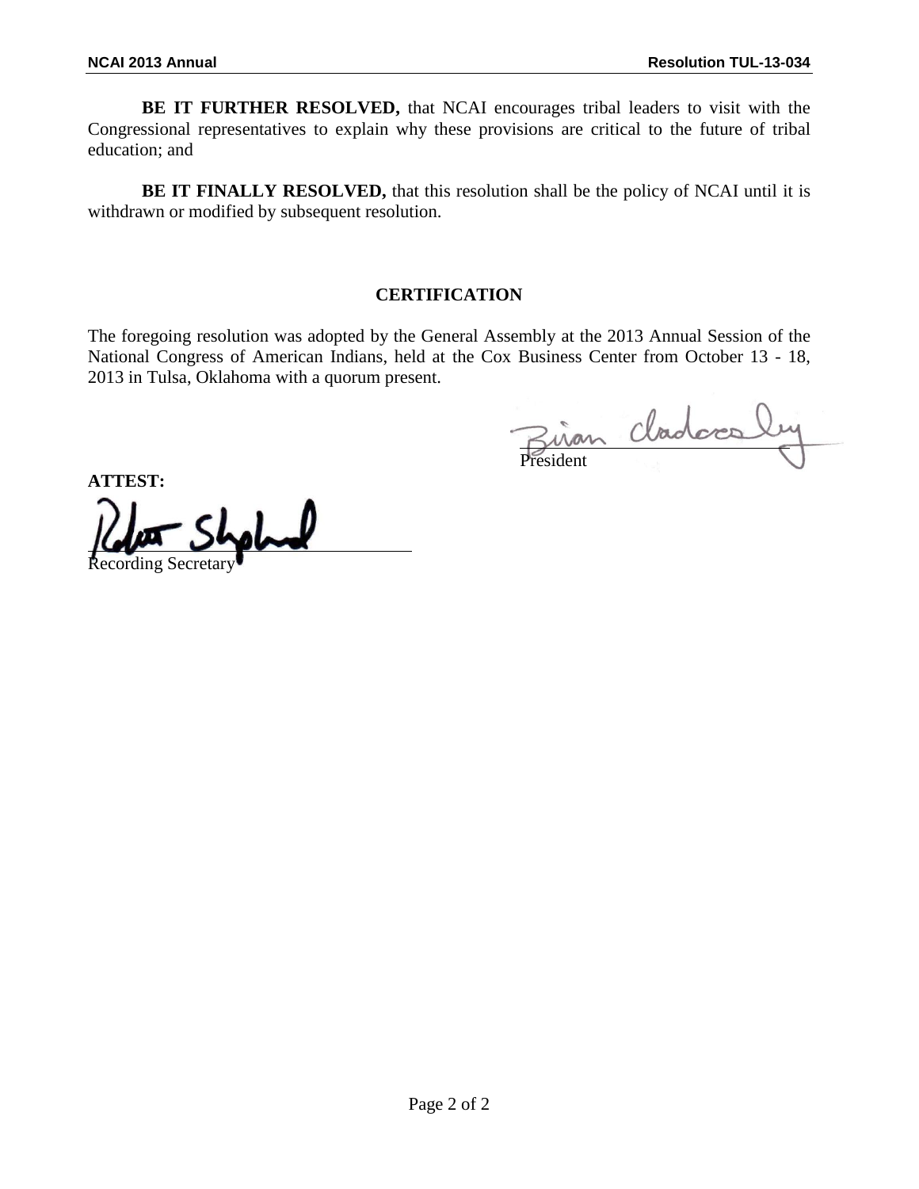**BE IT FURTHER RESOLVED,** that NCAI encourages tribal leaders to visit with the Congressional representatives to explain why these provisions are critical to the future of tribal education; and

**BE IT FINALLY RESOLVED,** that this resolution shall be the policy of NCAI until it is withdrawn or modified by subsequent resolution.

## CERTIFICATION

The foregoing resolution was adopted by the General Assembly at the 2013 Annual Session of the National Congress of American Indians, held at the Cox Business Center from October 13 - 18, 2013 in Tulsa, Oklahoma with a quorum present.

President

**ATTEST:**

Recording Secretary